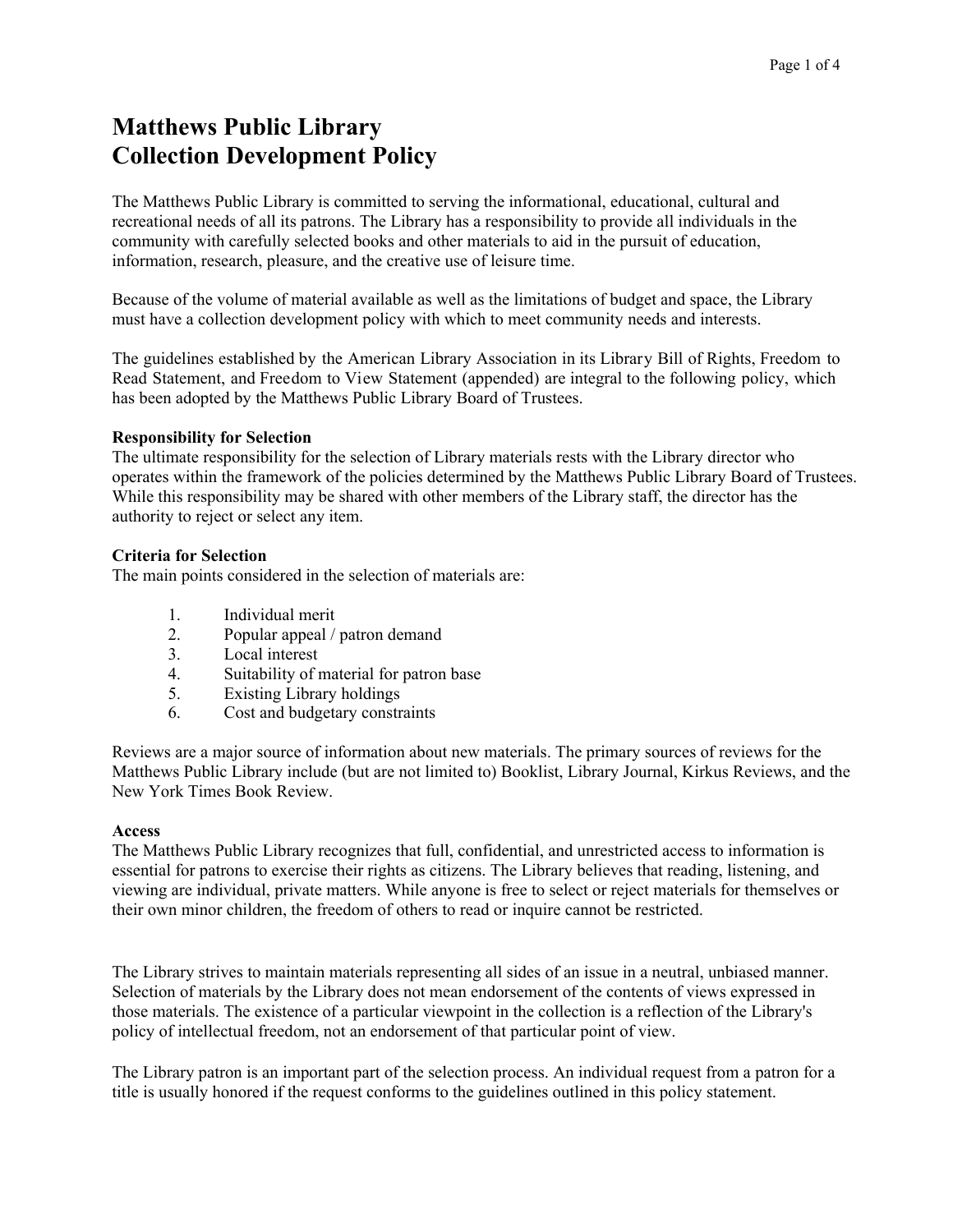# Matthews Public Library
# Collection Development Policy

The Matthews Public Library is committed to serving the informational, educational, cultural and recreational needs of all its patrons. The Library has a responsibility to provide all individuals in the community with carefully selected books and other materials to aid in the pursuit of education, information, research, pleasure, and the creative use of leisure time.

Because of the volume of material available as well as the limitations of budget and space, the Library must have a collection development policy with which to meet community needs and interests.

The guidelines established by the American Library Association in its Library Bill of Rights, Freedom to Read Statement, and Freedom to View Statement (appended) are integral to the following policy, which has been adopted by the Matthews Public Library Board of Trustees.

**Responsibility for Selection**

The ultimate responsibility for the selection of Library materials rests with the Library director who operates within the framework of the policies determined by the Matthews Public Library Board of Trustees. While this responsibility may be shared with other members of the Library staff, the director has the authority to reject or select any item.

**Criteria for Selection**

The main points considered in the selection of materials are:

1. Individual merit
2. Popular appeal / patron demand
3. Local interest
4. Suitability of material for patron base
5. Existing Library holdings
6. Cost and budgetary constraints

Reviews are a major source of information about new materials. The primary sources of reviews for the Matthews Public Library include (but are not limited to) Booklist, Library Journal, Kirkus Reviews, and the New York Times Book Review.

**Access**

The Matthews Public Library recognizes that full, confidential, and unrestricted access to information is essential for patrons to exercise their rights as citizens. The Library believes that reading, listening, and viewing are individual, private matters. While anyone is free to select or reject materials for themselves or their own minor children, the freedom of others to read or inquire cannot be restricted.

The Library strives to maintain materials representing all sides of an issue in a neutral, unbiased manner. Selection of materials by the Library does not mean endorsement of the contents of views expressed in those materials. The existence of a particular viewpoint in the collection is a reflection of the Library's policy of intellectual freedom, not an endorsement of that particular point of view.

The Library patron is an important part of the selection process. An individual request from a patron for a title is usually honored if the request conforms to the guidelines outlined in this policy statement.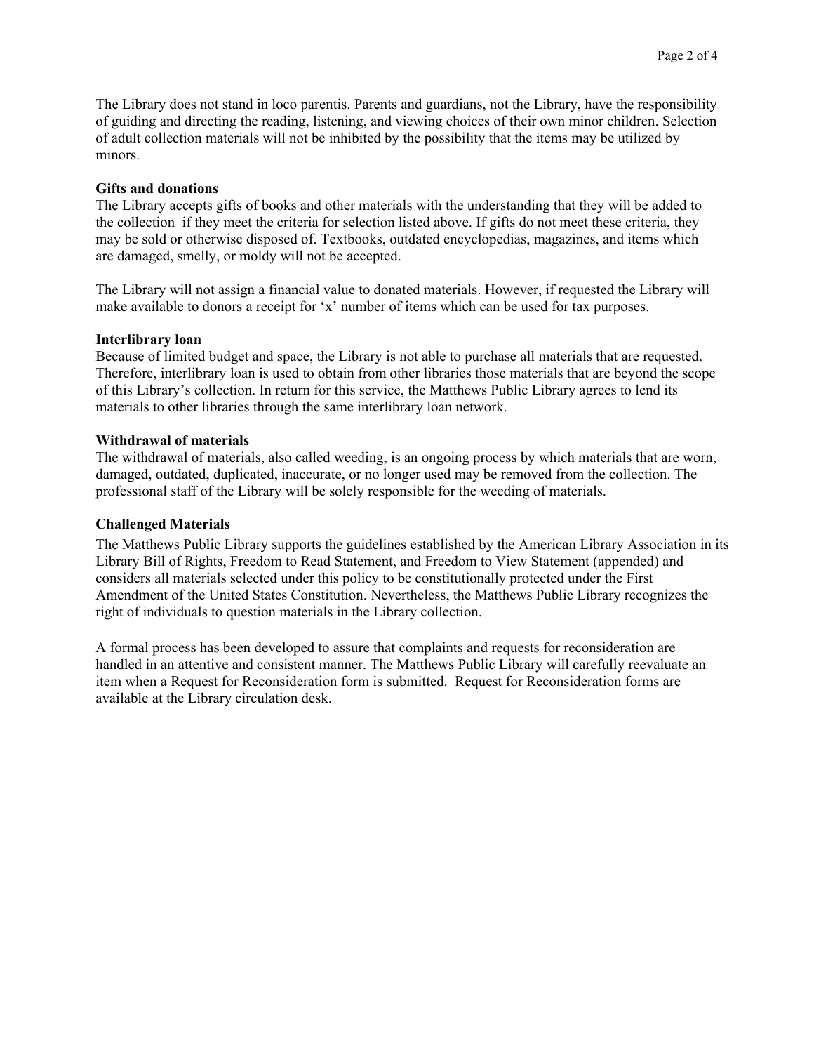The Library does not stand in loco parentis. Parents and guardians, not the Library, have the responsibility of guiding and directing the reading, listening, and viewing choices of their own minor children. Selection of adult collection materials will not be inhibited by the possibility that the items may be utilized by minors.

**Gifts and donations**

The Library accepts gifts of books and other materials with the understanding that they will be added to the collection if they meet the criteria for selection listed above. If gifts do not meet these criteria, they may be sold or otherwise disposed of. Textbooks, outdated encyclopedias, magazines, and items which are damaged, smelly, or moldy will not be accepted.

The Library will not assign a financial value to donated materials. However, if requested the Library will make available to donors a receipt for 'x' number of items which can be used for tax purposes.

**Interlibrary loan**

Because of limited budget and space, the Library is not able to purchase all materials that are requested. Therefore, interlibrary loan is used to obtain from other libraries those materials that are beyond the scope of this Library's collection. In return for this service, the Matthews Public Library agrees to lend its materials to other libraries through the same interlibrary loan network.

**Withdrawal of materials**

The withdrawal of materials, also called weeding, is an ongoing process by which materials that are worn, damaged, outdated, duplicated, inaccurate, or no longer used may be removed from the collection. The professional staff of the Library will be solely responsible for the weeding of materials.

**Challenged Materials**

The Matthews Public Library supports the guidelines established by the American Library Association in its Library Bill of Rights, Freedom to Read Statement, and Freedom to View Statement (appended) and considers all materials selected under this policy to be constitutionally protected under the First Amendment of the United States Constitution. Nevertheless, the Matthews Public Library recognizes the right of individuals to question materials in the Library collection.

A formal process has been developed to assure that complaints and requests for reconsideration are handled in an attentive and consistent manner. The Matthews Public Library will carefully reevaluate an item when a Request for Reconsideration form is submitted. Request for Reconsideration forms are available at the Library circulation desk.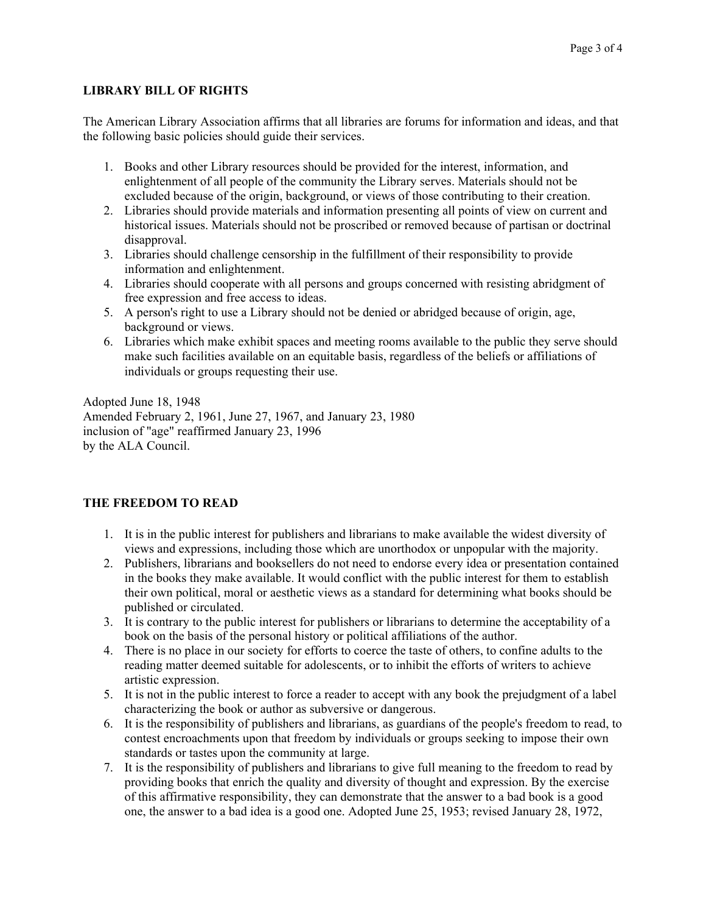## LIBRARY BILL OF RIGHTS

The American Library Association affirms that all libraries are forums for information and ideas, and that the following basic policies should guide their services.

1. Books and other Library resources should be provided for the interest, information, and enlightenment of all people of the community the Library serves. Materials should not be excluded because of the origin, background, or views of those contributing to their creation.
2. Libraries should provide materials and information presenting all points of view on current and historical issues. Materials should not be proscribed or removed because of partisan or doctrinal disapproval.
3. Libraries should challenge censorship in the fulfillment of their responsibility to provide information and enlightenment.
4. Libraries should cooperate with all persons and groups concerned with resisting abridgment of free expression and free access to ideas.
5. A person's right to use a Library should not be denied or abridged because of origin, age, background or views.
6. Libraries which make exhibit spaces and meeting rooms available to the public they serve should make such facilities available on an equitable basis, regardless of the beliefs or affiliations of individuals or groups requesting their use.

Adopted June 18, 1948
Amended February 2, 1961, June 27, 1967, and January 23, 1980
inclusion of "age" reaffirmed January 23, 1996
by the ALA Council.

## THE FREEDOM TO READ

1. It is in the public interest for publishers and librarians to make available the widest diversity of views and expressions, including those which are unorthodox or unpopular with the majority.
2. Publishers, librarians and booksellers do not need to endorse every idea or presentation contained in the books they make available. It would conflict with the public interest for them to establish their own political, moral or aesthetic views as a standard for determining what books should be published or circulated.
3. It is contrary to the public interest for publishers or librarians to determine the acceptability of a book on the basis of the personal history or political affiliations of the author.
4. There is no place in our society for efforts to coerce the taste of others, to confine adults to the reading matter deemed suitable for adolescents, or to inhibit the efforts of writers to achieve artistic expression.
5. It is not in the public interest to force a reader to accept with any book the prejudgment of a label characterizing the book or author as subversive or dangerous.
6. It is the responsibility of publishers and librarians, as guardians of the people's freedom to read, to contest encroachments upon that freedom by individuals or groups seeking to impose their own standards or tastes upon the community at large.
7. It is the responsibility of publishers and librarians to give full meaning to the freedom to read by providing books that enrich the quality and diversity of thought and expression. By the exercise of this affirmative responsibility, they can demonstrate that the answer to a bad book is a good one, the answer to a bad idea is a good one. Adopted June 25, 1953; revised January 28, 1972,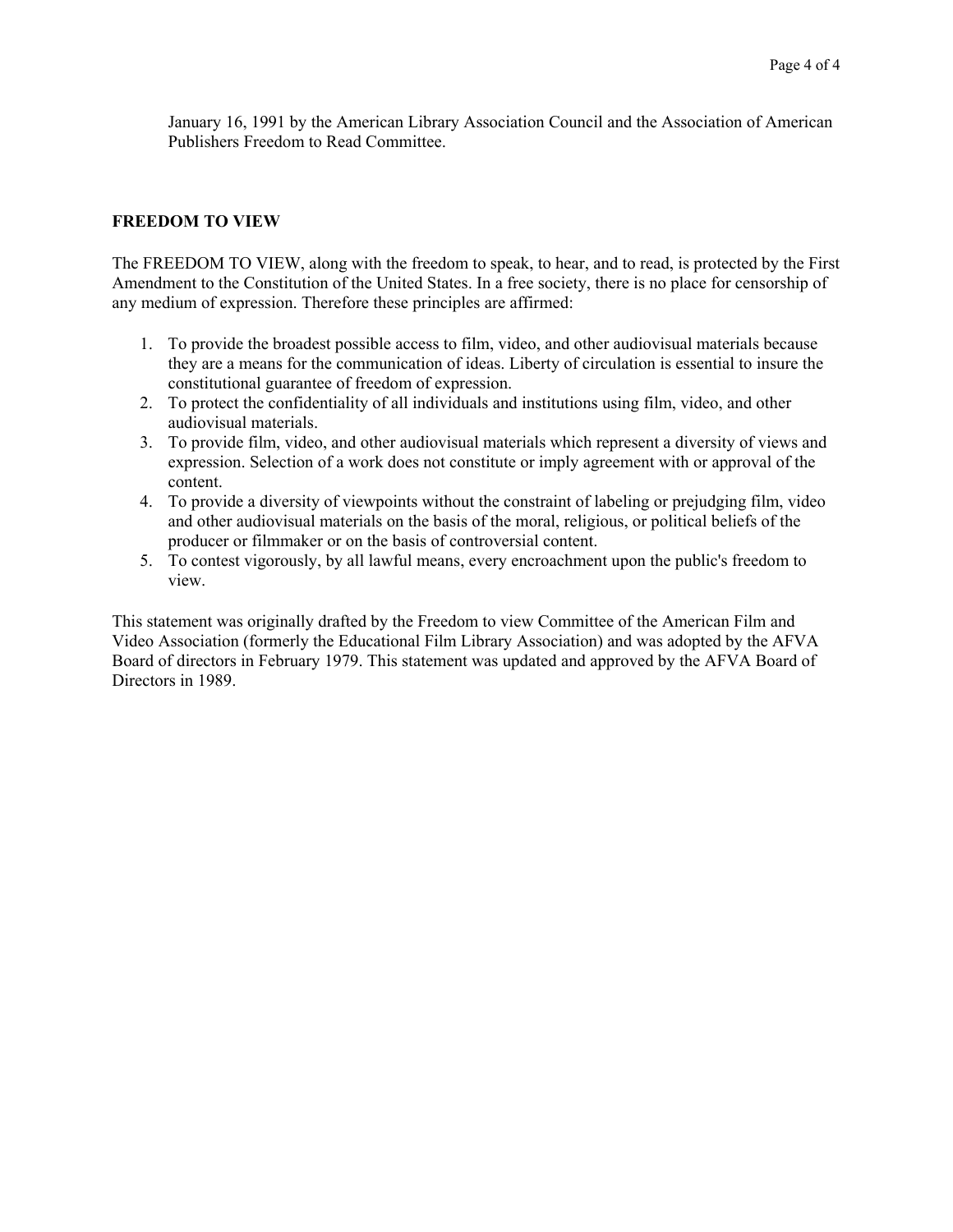January 16, 1991 by the American Library Association Council and the Association of American Publishers Freedom to Read Committee.

**FREEDOM TO VIEW**

The FREEDOM TO VIEW, along with the freedom to speak, to hear, and to read, is protected by the First Amendment to the Constitution of the United States. In a free society, there is no place for censorship of any medium of expression. Therefore these principles are affirmed:

1. To provide the broadest possible access to film, video, and other audiovisual materials because they are a means for the communication of ideas. Liberty of circulation is essential to insure the constitutional guarantee of freedom of expression.
2. To protect the confidentiality of all individuals and institutions using film, video, and other audiovisual materials.
3. To provide film, video, and other audiovisual materials which represent a diversity of views and expression. Selection of a work does not constitute or imply agreement with or approval of the content.
4. To provide a diversity of viewpoints without the constraint of labeling or prejudging film, video and other audiovisual materials on the basis of the moral, religious, or political beliefs of the producer or filmmaker or on the basis of controversial content.
5. To contest vigorously, by all lawful means, every encroachment upon the public's freedom to view.

This statement was originally drafted by the Freedom to view Committee of the American Film and Video Association (formerly the Educational Film Library Association) and was adopted by the AFVA Board of directors in February 1979. This statement was updated and approved by the AFVA Board of Directors in 1989.